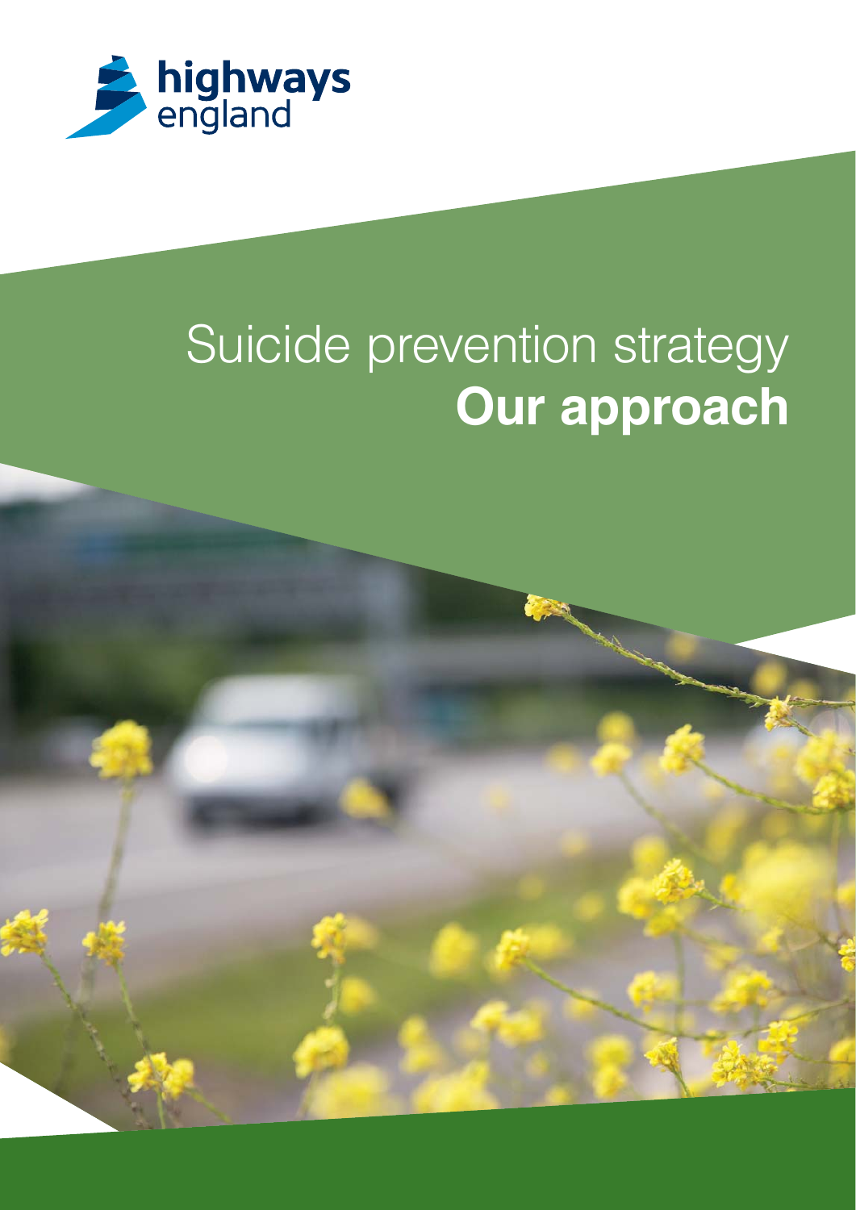highways england

# Suicide prevention strategy

# **Our approach**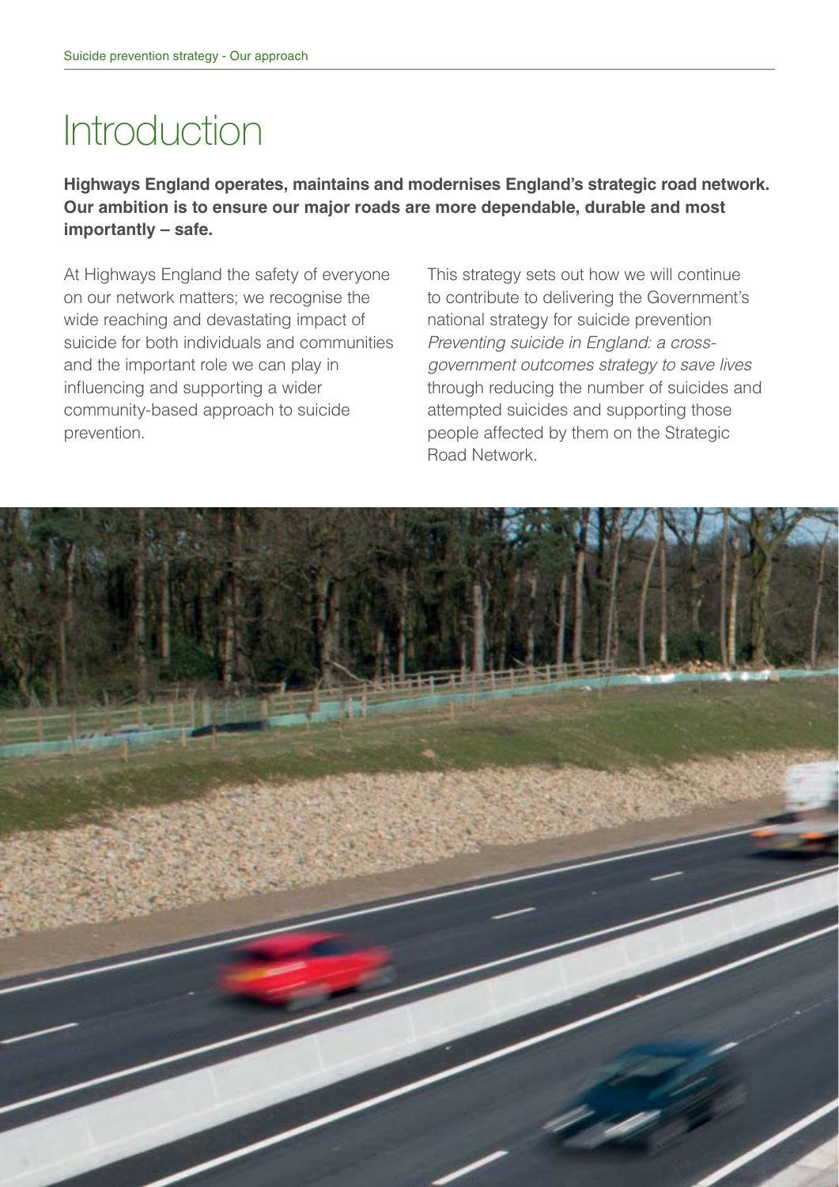# Introduction

**Highways England operates, maintains and modernises England's strategic road network. Our ambition is to ensure our major roads are more dependable, durable and most importantly – safe.**

At Highways England the safety of everyone on our network matters; we recognise the wide reaching and devastating impact of suicide for both individuals and communities and the important role we can play in influencing and supporting a wider community-based approach to suicide prevention.

This strategy sets out how we will continue to contribute to delivering the Government's national strategy for suicide prevention *Preventing suicide in England: a cross-government outcomes strategy to save lives* through reducing the number of suicides and attempted suicides and supporting those people affected by them on the Strategic Road Network.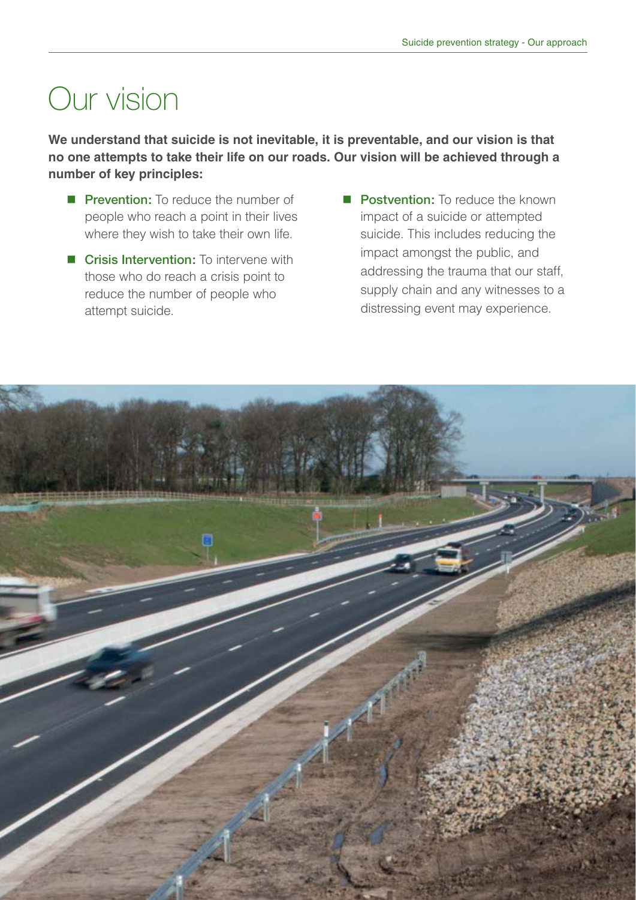# Our vision

**We understand that suicide is not inevitable, it is preventable, and our vision is that no one attempts to take their life on our roads. Our vision will be achieved through a number of key principles:**

- **Prevention:** To reduce the number of people who reach a point in their lives where they wish to take their own life.
- **Crisis Intervention:** To intervene with those who do reach a crisis point to reduce the number of people who attempt suicide.
- **Postvention:** To reduce the known impact of a suicide or attempted suicide. This includes reducing the impact amongst the public, and addressing the trauma that our staff, supply chain and any witnesses to a distressing event may experience.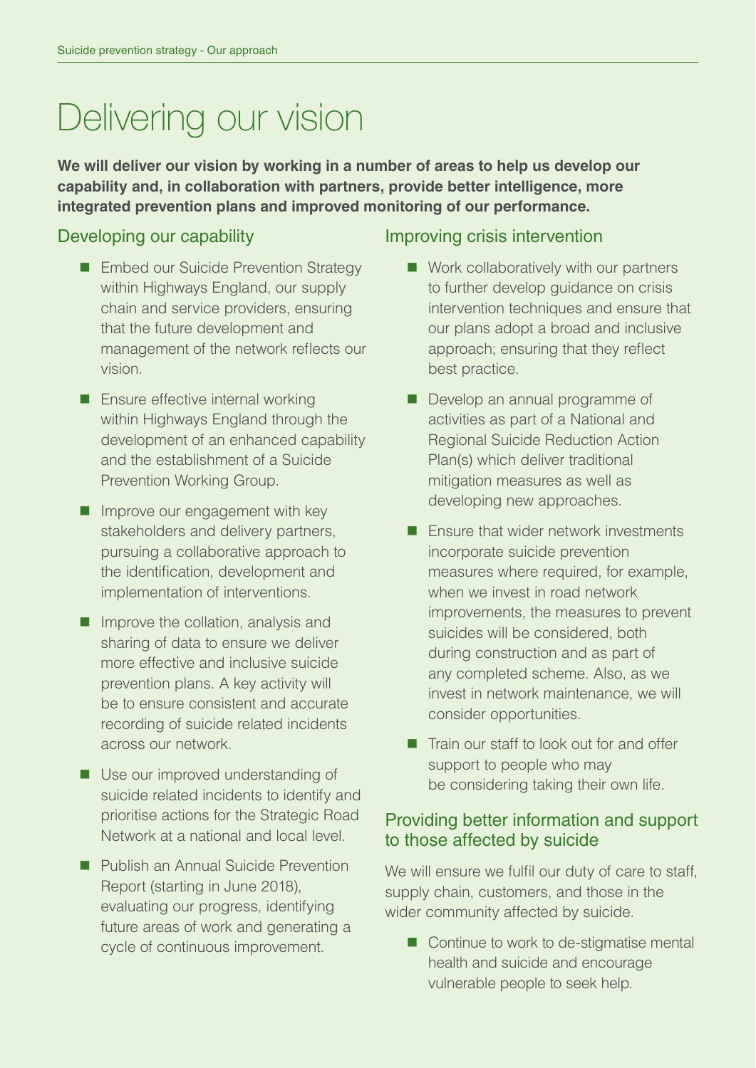# Delivering our vision

**We will deliver our vision by working in a number of areas to help us develop our capability and, in collaboration with partners, provide better intelligence, more integrated prevention plans and improved monitoring of our performance.**

## Developing our capability

- Embed our Suicide Prevention Strategy within Highways England, our supply chain and service providers, ensuring that the future development and management of the network reflects our vision.
- Ensure effective internal working within Highways England through the development of an enhanced capability and the establishment of a Suicide Prevention Working Group.
- Improve our engagement with key stakeholders and delivery partners, pursuing a collaborative approach to the identification, development and implementation of interventions.
- Improve the collation, analysis and sharing of data to ensure we deliver more effective and inclusive suicide prevention plans. A key activity will be to ensure consistent and accurate recording of suicide related incidents across our network.
- Use our improved understanding of suicide related incidents to identify and prioritise actions for the Strategic Road Network at a national and local level.
- Publish an Annual Suicide Prevention Report (starting in June 2018), evaluating our progress, identifying future areas of work and generating a cycle of continuous improvement.

## Improving crisis intervention

- Work collaboratively with our partners to further develop guidance on crisis intervention techniques and ensure that our plans adopt a broad and inclusive approach; ensuring that they reflect best practice.
- Develop an annual programme of activities as part of a National and Regional Suicide Reduction Action Plan(s) which deliver traditional mitigation measures as well as developing new approaches.
- Ensure that wider network investments incorporate suicide prevention measures where required, for example, when we invest in road network improvements, the measures to prevent suicides will be considered, both during construction and as part of any completed scheme. Also, as we invest in network maintenance, we will consider opportunities.
- Train our staff to look out for and offer support to people who may be considering taking their own life.

## Providing better information and support to those affected by suicide

We will ensure we fulfil our duty of care to staff, supply chain, customers, and those in the wider community affected by suicide.

- Continue to work to de-stigmatise mental health and suicide and encourage vulnerable people to seek help.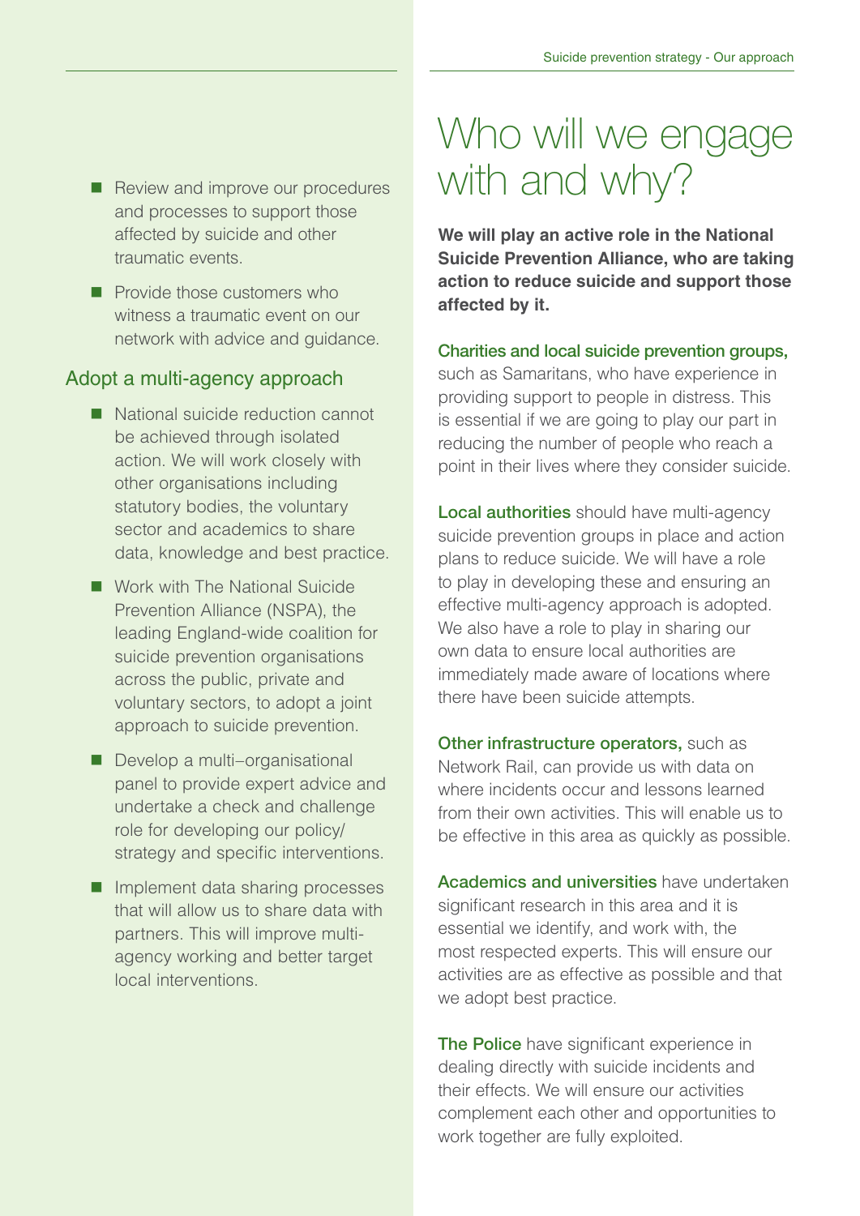- Review and improve our procedures and processes to support those affected by suicide and other traumatic events.
- Provide those customers who witness a traumatic event on our network with advice and guidance.

## Adopt a multi-agency approach

- National suicide reduction cannot be achieved through isolated action. We will work closely with other organisations including statutory bodies, the voluntary sector and academics to share data, knowledge and best practice.
- Work with The National Suicide Prevention Alliance (NSPA), the leading England-wide coalition for suicide prevention organisations across the public, private and voluntary sectors, to adopt a joint approach to suicide prevention.
- Develop a multi–organisational panel to provide expert advice and undertake a check and challenge role for developing our policy/ strategy and specific interventions.
- Implement data sharing processes that will allow us to share data with partners. This will improve multi-agency working and better target local interventions.

# Who will we engage with and why?

**We will play an active role in the National Suicide Prevention Alliance, who are taking action to reduce suicide and support those affected by it.**

**Charities and local suicide prevention groups,** such as Samaritans, who have experience in providing support to people in distress. This is essential if we are going to play our part in reducing the number of people who reach a point in their lives where they consider suicide.

**Local authorities** should have multi-agency suicide prevention groups in place and action plans to reduce suicide. We will have a role to play in developing these and ensuring an effective multi-agency approach is adopted. We also have a role to play in sharing our own data to ensure local authorities are immediately made aware of locations where there have been suicide attempts.

**Other infrastructure operators,** such as Network Rail, can provide us with data on where incidents occur and lessons learned from their own activities. This will enable us to be effective in this area as quickly as possible.

**Academics and universities** have undertaken significant research in this area and it is essential we identify, and work with, the most respected experts. This will ensure our activities are as effective as possible and that we adopt best practice.

**The Police** have significant experience in dealing directly with suicide incidents and their effects. We will ensure our activities complement each other and opportunities to work together are fully exploited.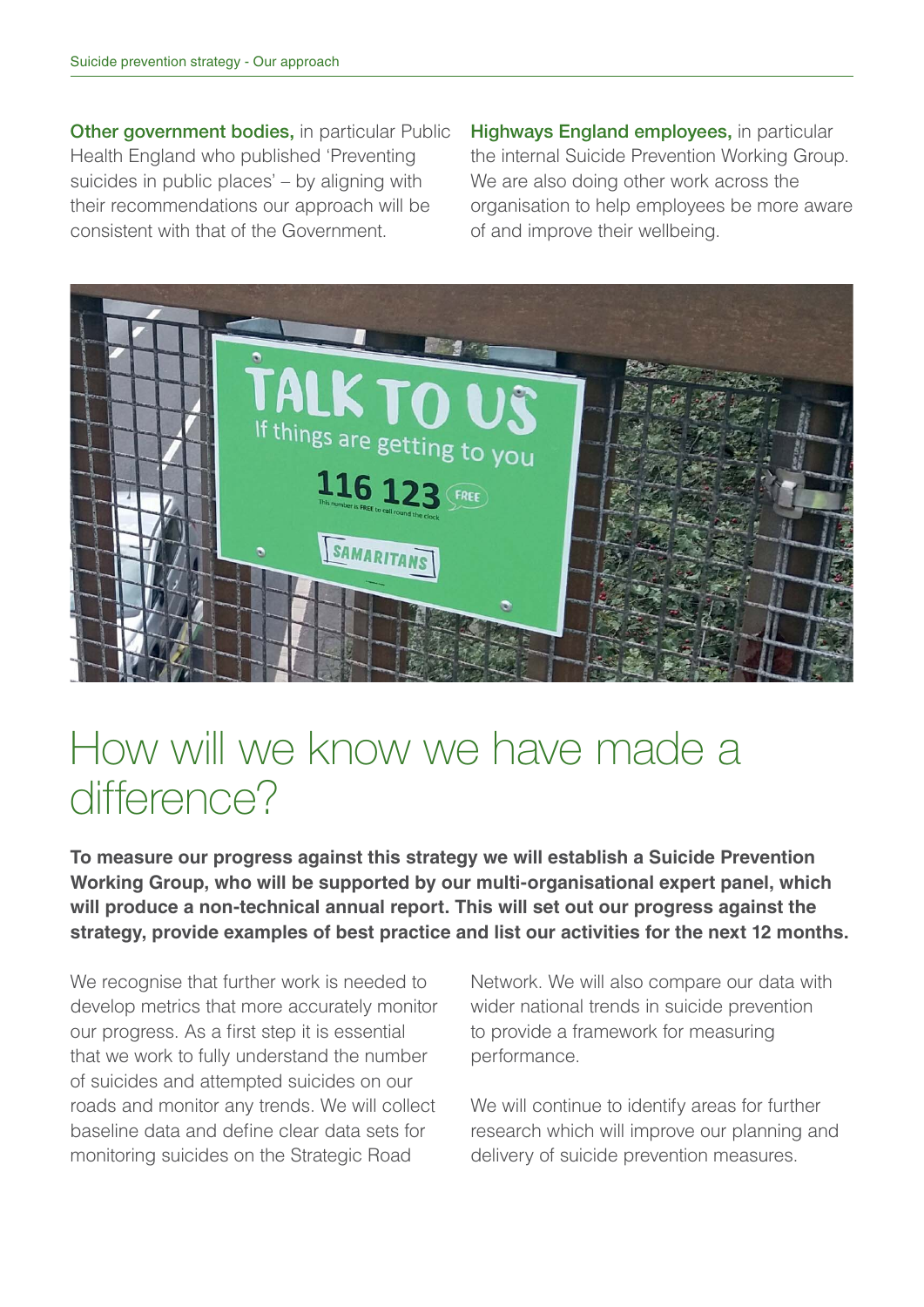**Other government bodies,** in particular Public Health England who published 'Preventing suicides in public places' – by aligning with their recommendations our approach will be consistent with that of the Government.

**Highways England employees,** in particular the internal Suicide Prevention Working Group. We are also doing other work across the organisation to help employees be more aware of and improve their wellbeing.

# How will we know we have made a difference?

**To measure our progress against this strategy we will establish a Suicide Prevention Working Group, who will be supported by our multi-organisational expert panel, which will produce a non-technical annual report. This will set out our progress against the strategy, provide examples of best practice and list our activities for the next 12 months.**

We recognise that further work is needed to develop metrics that more accurately monitor our progress. As a first step it is essential that we work to fully understand the number of suicides and attempted suicides on our roads and monitor any trends. We will collect baseline data and define clear data sets for monitoring suicides on the Strategic Road Network. We will also compare our data with wider national trends in suicide prevention to provide a framework for measuring performance.

We will continue to identify areas for further research which will improve our planning and delivery of suicide prevention measures.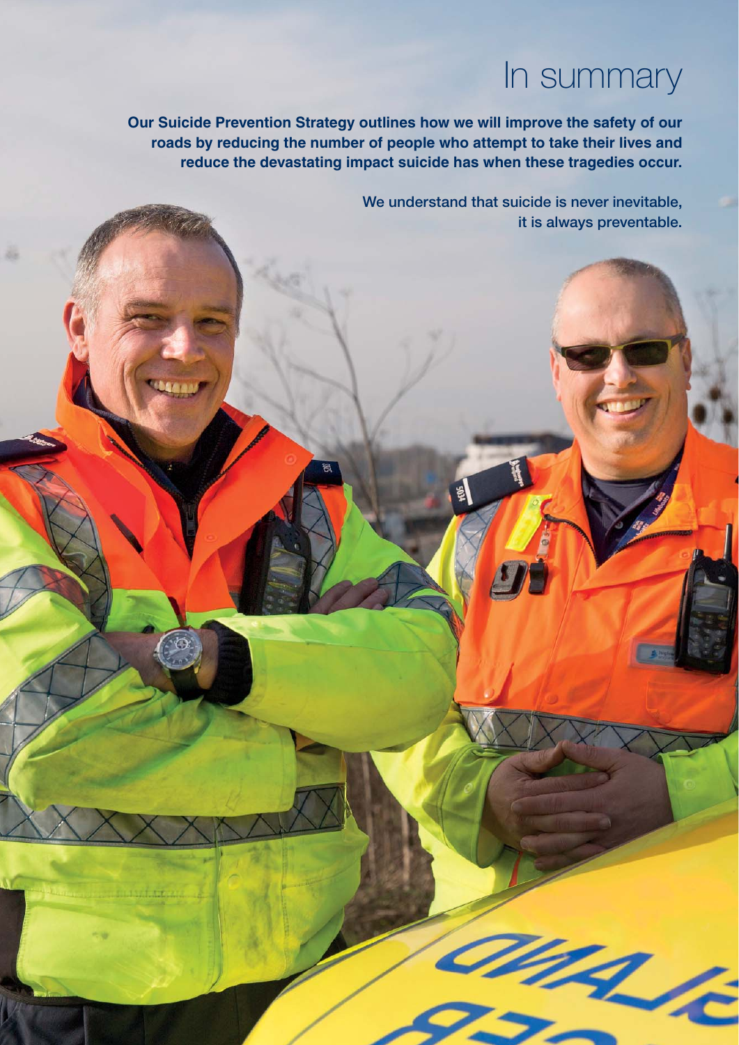# In summary

**Our Suicide Prevention Strategy outlines how we will improve the safety of our roads by reducing the number of people who attempt to take their lives and reduce the devastating impact suicide has when these tragedies occur.**

We understand that suicide is never inevitable, it is always preventable.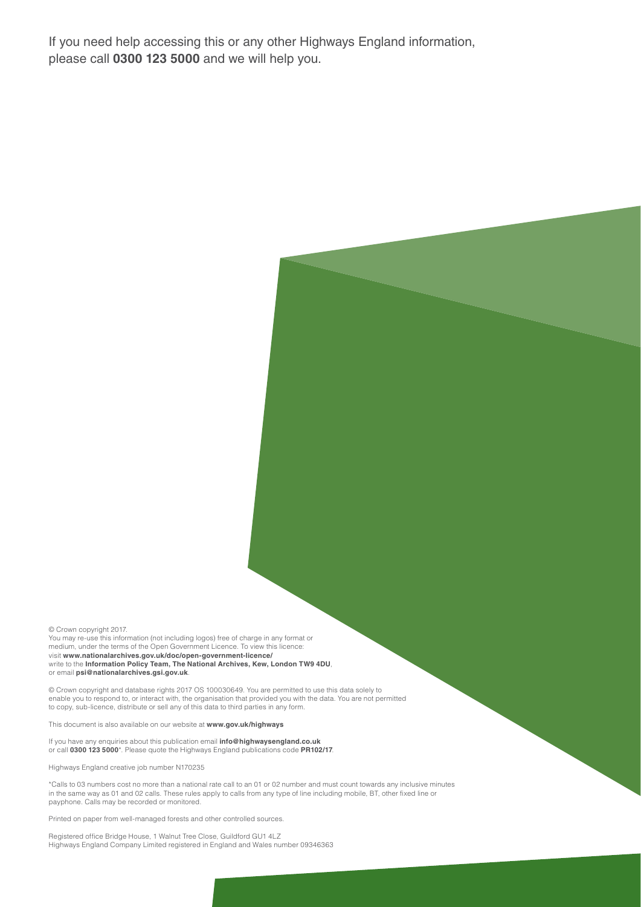If you need help accessing this or any other Highways England information, please call **0300 123 5000** and we will help you.

© Crown copyright 2017.
You may re-use this information (not including logos) free of charge in any format or medium, under the terms of the Open Government Licence. To view this licence: visit **www.nationalarchives.gov.uk/doc/open-government-licence/** write to the **Information Policy Team, The National Archives, Kew, London TW9 4DU**, or email **psi@nationalarchives.gsi.gov.uk**.

© Crown copyright and database rights 2017 OS 100030649. You are permitted to use this data solely to enable you to respond to, or interact with, the organisation that provided you with the data. You are not permitted to copy, sub-licence, distribute or sell any of this data to third parties in any form.

This document is also available on our website at **www.gov.uk/highways**

If you have any enquiries about this publication email **info@highwaysengland.co.uk** or call **0300 123 5000***. Please quote the Highways England publications code **PR102/17**.

Highways England creative job number N170235

*Calls to 03 numbers cost no more than a national rate call to an 01 or 02 number and must count towards any inclusive minutes in the same way as 01 and 02 calls. These rules apply to calls from any type of line including mobile, BT, other fixed line or payphone. Calls may be recorded or monitored.

Printed on paper from well-managed forests and other controlled sources.

Registered office Bridge House, 1 Walnut Tree Close, Guildford GU1 4LZ
Highways England Company Limited registered in England and Wales number 09346363